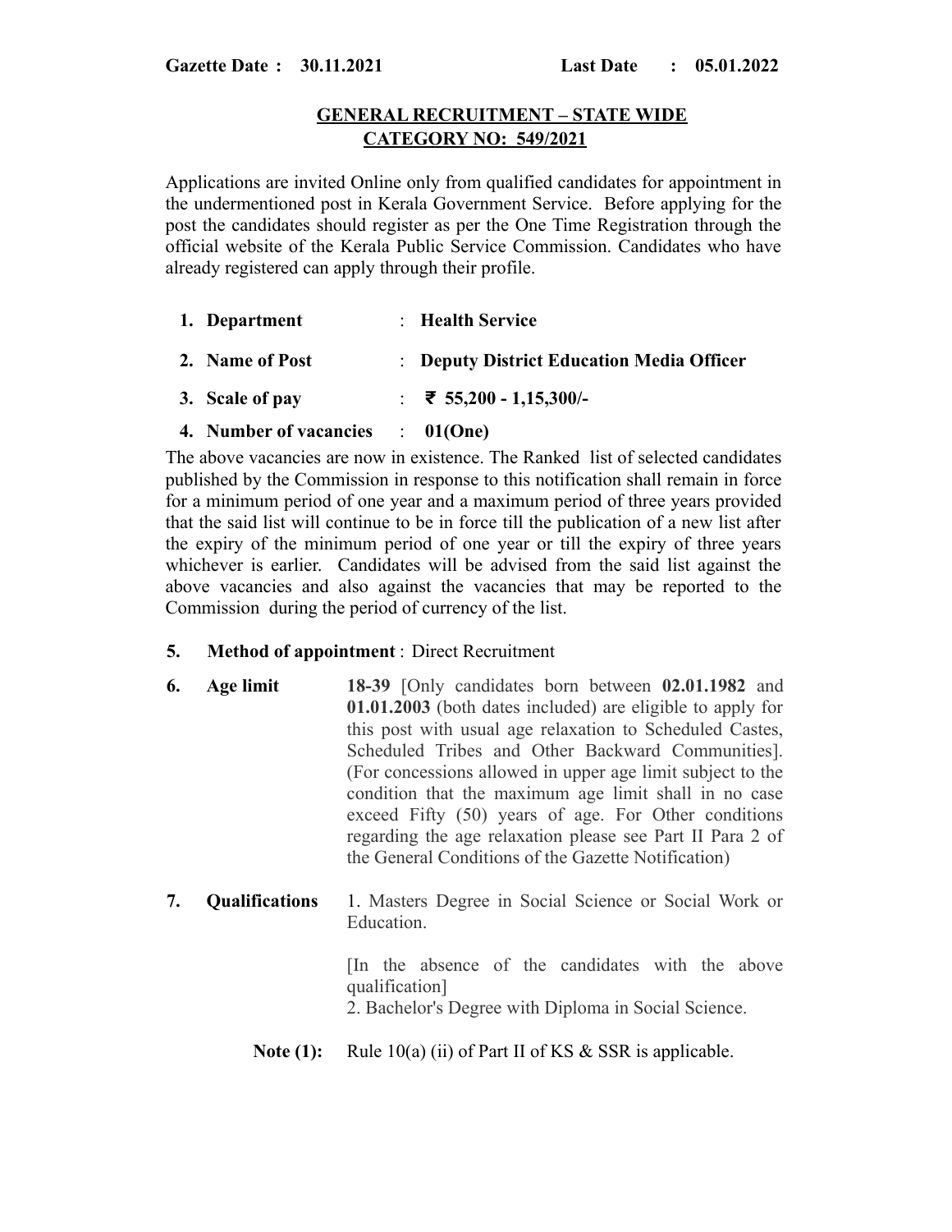**Gazette Date : 30.11.2021** **Last Date : 05.01.2022**

## GENERAL RECRUITMENT – STATE WIDE
## CATEGORY NO: 549/2021

Applications are invited Online only from qualified candidates for appointment in the undermentioned post in Kerala Government Service. Before applying for the post the candidates should register as per the One Time Registration through the official website of the Kerala Public Service Commission. Candidates who have already registered can apply through their profile.

1. **Department** : **Health Service**
2. **Name of Post** : **Deputy District Education Media Officer**
3. **Scale of pay** : **₹ 55,200 - 1,15,300/-**
4. **Number of vacancies** : **01(One)**

The above vacancies are now in existence. The Ranked list of selected candidates published by the Commission in response to this notification shall remain in force for a minimum period of one year and a maximum period of three years provided that the said list will continue to be in force till the publication of a new list after the expiry of the minimum period of one year or till the expiry of three years whichever is earlier. Candidates will be advised from the said list against the above vacancies and also against the vacancies that may be reported to the Commission during the period of currency of the list.

5. **Method of appointment** : Direct Recruitment

6. **Age limit** **18-39** [Only candidates born between **02.01.1982** and **01.01.2003** (both dates included) are eligible to apply for this post with usual age relaxation to Scheduled Castes, Scheduled Tribes and Other Backward Communities]. (For concessions allowed in upper age limit subject to the condition that the maximum age limit shall in no case exceed Fifty (50) years of age. For Other conditions regarding the age relaxation please see Part II Para 2 of the General Conditions of the Gazette Notification)

7. **Qualifications** 1. Masters Degree in Social Science or Social Work or Education.

   [In the absence of the candidates with the above qualification]
   2. Bachelor's Degree with Diploma in Social Science.

   **Note (1):** Rule 10(a) (ii) of Part II of KS & SSR is applicable.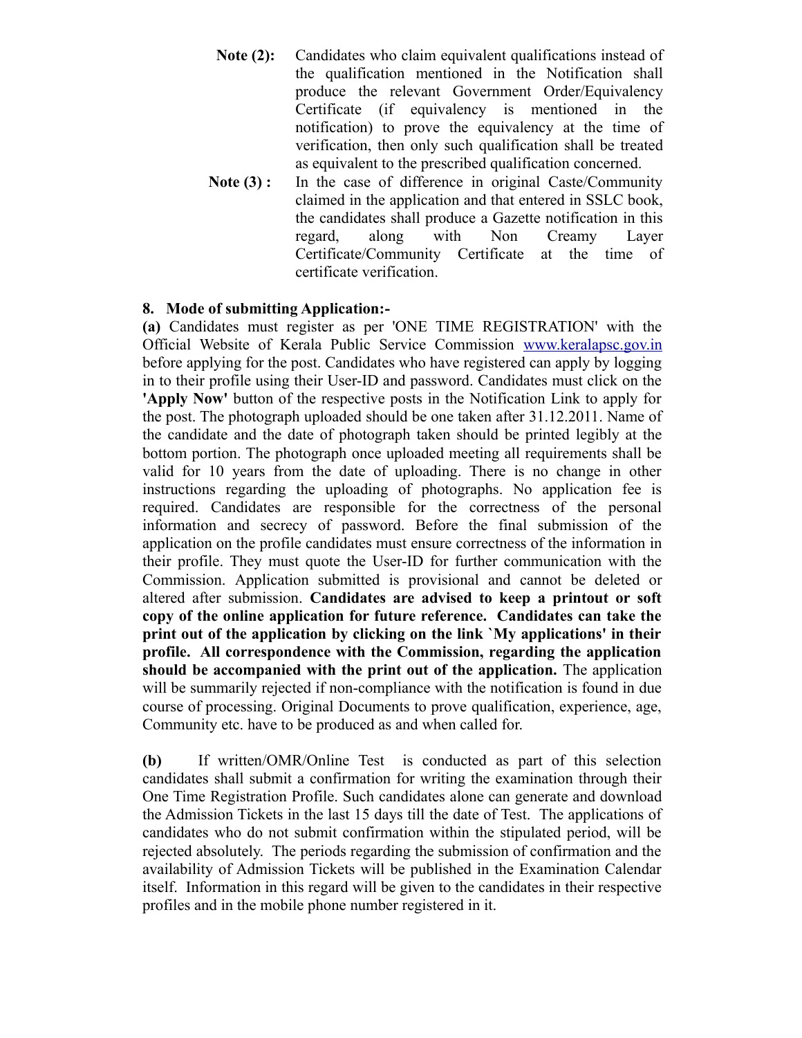**Note (2):** Candidates who claim equivalent qualifications instead of the qualification mentioned in the Notification shall produce the relevant Government Order/Equivalency Certificate (if equivalency is mentioned in the notification) to prove the equivalency at the time of verification, then only such qualification shall be treated as equivalent to the prescribed qualification concerned.

**Note (3) :** In the case of difference in original Caste/Community claimed in the application and that entered in SSLC book, the candidates shall produce a Gazette notification in this regard, along with Non Creamy Layer Certificate/Community Certificate at the time of certificate verification.

**8. Mode of submitting Application:-**

**(a)** Candidates must register as per 'ONE TIME REGISTRATION' with the Official Website of Kerala Public Service Commission www.keralapsc.gov.in before applying for the post. Candidates who have registered can apply by logging in to their profile using their User-ID and password. Candidates must click on the **'Apply Now'** button of the respective posts in the Notification Link to apply for the post. The photograph uploaded should be one taken after 31.12.2011. Name of the candidate and the date of photograph taken should be printed legibly at the bottom portion. The photograph once uploaded meeting all requirements shall be valid for 10 years from the date of uploading. There is no change in other instructions regarding the uploading of photographs. No application fee is required. Candidates are responsible for the correctness of the personal information and secrecy of password. Before the final submission of the application on the profile candidates must ensure correctness of the information in their profile. They must quote the User-ID for further communication with the Commission. Application submitted is provisional and cannot be deleted or altered after submission. **Candidates are advised to keep a printout or soft copy of the online application for future reference. Candidates can take the print out of the application by clicking on the link `My applications' in their profile. All correspondence with the Commission, regarding the application should be accompanied with the print out of the application.** The application will be summarily rejected if non-compliance with the notification is found in due course of processing. Original Documents to prove qualification, experience, age, Community etc. have to be produced as and when called for.

**(b)** If written/OMR/Online Test is conducted as part of this selection candidates shall submit a confirmation for writing the examination through their One Time Registration Profile. Such candidates alone can generate and download the Admission Tickets in the last 15 days till the date of Test. The applications of candidates who do not submit confirmation within the stipulated period, will be rejected absolutely. The periods regarding the submission of confirmation and the availability of Admission Tickets will be published in the Examination Calendar itself. Information in this regard will be given to the candidates in their respective profiles and in the mobile phone number registered in it.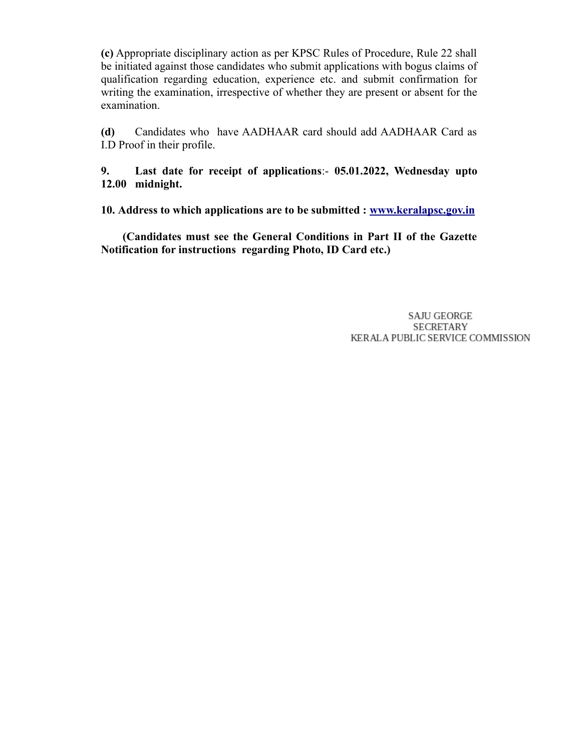**(c)** Appropriate disciplinary action as per KPSC Rules of Procedure, Rule 22 shall be initiated against those candidates who submit applications with bogus claims of qualification regarding education, experience etc. and submit confirmation for writing the examination, irrespective of whether they are present or absent for the examination.

**(d)** Candidates who have AADHAAR card should add AADHAAR Card as I.D Proof in their profile.

**9. Last date for receipt of applications**:- **05.01.2022, Wednesday upto 12.00 midnight.**

**10. Address to which applications are to be submitted : [www.keralapsc.gov.in](http://www.keralapsc.gov.in)**

**(Candidates must see the General Conditions in Part II of the Gazette Notification for instructions regarding Photo, ID Card etc.)**

SAJU GEORGE
SECRETARY
KERALA PUBLIC SERVICE COMMISSION